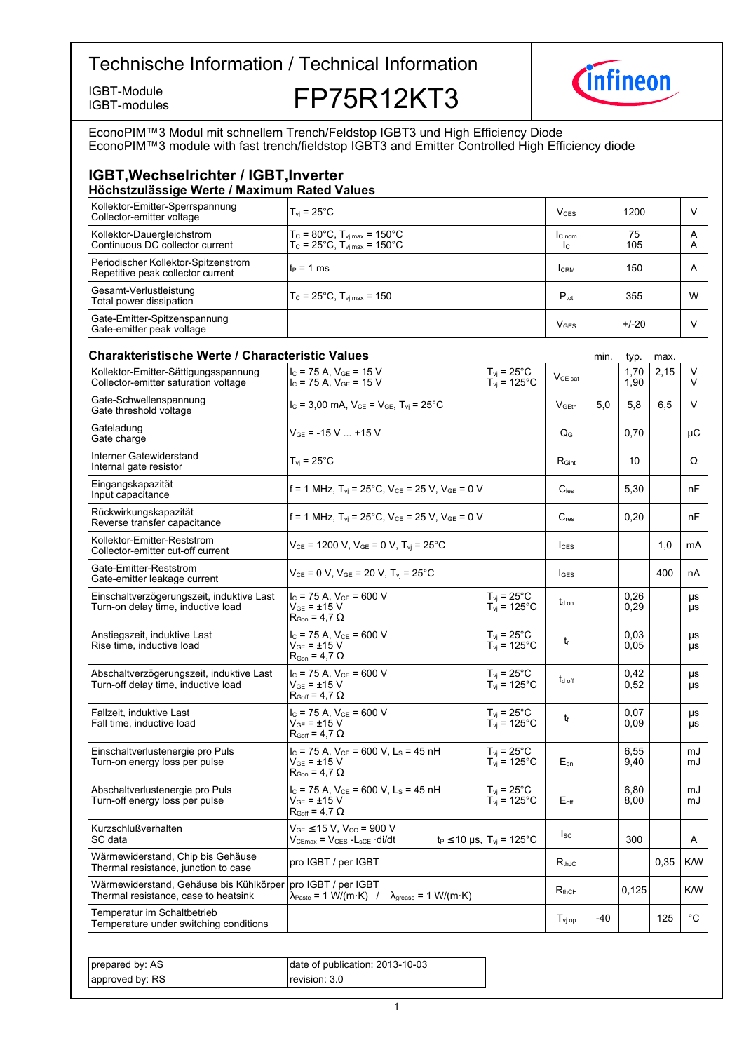# Technische Information / Technical Information

IGBT-Module
IGBT-modules

## FP75R12KT3

EconoPIM™3 Modul mit schnellem Trench/Feldstop IGBT3 und High Efficiency Diode
EconoPIM™3 module with fast trench/fieldstop IGBT3 and Emitter Controlled High Efficiency diode

## IGBT,Wechselrichter / IGBT,Inverter

### Höchstzulässige Werte / Maximum Rated Values

| Parameter | Conditions | Symbol | Value | Unit |
|---|---|---|---|---|
| Kollektor-Emitter-Sperrspannung<br>Collector-emitter voltage | $T_{vj} = 25°C$ | $V_{CES}$ | 1200 | V |
| Kollektor-Dauergleichstrom<br>Continuous DC collector current | $T_C = 80°C$, $T_{vj\,max} = 150°C$<br>$T_C = 25°C$, $T_{vj\,max} = 150°C$ | $I_{C\,nom}$<br>$I_C$ | 75<br>105 | A<br>A |
| Periodischer Kollektor-Spitzenstrom<br>Repetitive peak collector current | $t_P = 1$ ms | $I_{CRM}$ | 150 | A |
| Gesamt-Verlustleistung<br>Total power dissipation | $T_C = 25°C$, $T_{vj\,max} = 150$ | $P_{tot}$ | 355 | W |
| Gate-Emitter-Spitzenspannung<br>Gate-emitter peak voltage | | $V_{GES}$ | +/-20 | V |

### Charakteristische Werte / Characteristic Values

| Parameter | Conditions | | Symbol | min. | typ. | max. | Unit |
|---|---|---|---|---|---|---|---|
| Kollektor-Emitter-Sättigungsspannung<br>Collector-emitter saturation voltage | $I_C = 75$ A, $V_{GE} = 15$ V<br>$I_C = 75$ A, $V_{GE} = 15$ V | $T_{vj} = 25°C$<br>$T_{vj} = 125°C$ | $V_{CE\,sat}$ | | 1,70<br>1,90 | 2,15 | V<br>V |
| Gate-Schwellenspannung<br>Gate threshold voltage | $I_C = 3{,}00$ mA, $V_{CE} = V_{GE}$, $T_{vj} = 25°C$ | | $V_{GEth}$ | 5,0 | 5,8 | 6,5 | V |
| Gateladung<br>Gate charge | $V_{GE} = -15$ V ... +15 V | | $Q_G$ | | 0,70 | | µC |
| Interner Gatewiderstand<br>Internal gate resistor | $T_{vj} = 25°C$ | | $R_{Gint}$ | | 10 | | Ω |
| Eingangskapazität<br>Input capacitance | f = 1 MHz, $T_{vj} = 25°C$, $V_{CE} = 25$ V, $V_{GE} = 0$ V | | $C_{ies}$ | | 5,30 | | nF |
| Rückwirkungskapazität<br>Reverse transfer capacitance | f = 1 MHz, $T_{vj} = 25°C$, $V_{CE} = 25$ V, $V_{GE} = 0$ V | | $C_{res}$ | | 0,20 | | nF |
| Kollektor-Emitter-Reststrom<br>Collector-emitter cut-off current | $V_{CE} = 1200$ V, $V_{GE} = 0$ V, $T_{vj} = 25°C$ | | $I_{CES}$ | | | 1,0 | mA |
| Gate-Emitter-Reststrom<br>Gate-emitter leakage current | $V_{CE} = 0$ V, $V_{GE} = 20$ V, $T_{vj} = 25°C$ | | $I_{GES}$ | | | 400 | nA |
| Einschaltverzögerungszeit, induktive Last<br>Turn-on delay time, inductive load | $I_C = 75$ A, $V_{CE} = 600$ V<br>$V_{GE} = ±15$ V<br>$R_{Gon} = 4{,}7$ Ω | $T_{vj} = 25°C$<br>$T_{vj} = 125°C$ | $t_{d\,on}$ | | 0,26<br>0,29 | | µs<br>µs |
| Anstiegszeit, induktive Last<br>Rise time, inductive load | $I_C = 75$ A, $V_{CE} = 600$ V<br>$V_{GE} = ±15$ V<br>$R_{Gon} = 4{,}7$ Ω | $T_{vj} = 25°C$<br>$T_{vj} = 125°C$ | $t_r$ | | 0,03<br>0,05 | | µs<br>µs |
| Abschaltverzögerungszeit, induktive Last<br>Turn-off delay time, inductive load | $I_C = 75$ A, $V_{CE} = 600$ V<br>$V_{GE} = ±15$ V<br>$R_{Goff} = 4{,}7$ Ω | $T_{vj} = 25°C$<br>$T_{vj} = 125°C$ | $t_{d\,off}$ | | 0,42<br>0,52 | | µs<br>µs |
| Fallzeit, induktive Last<br>Fall time, inductive load | $I_C = 75$ A, $V_{CE} = 600$ V<br>$V_{GE} = ±15$ V<br>$R_{Goff} = 4{,}7$ Ω | $T_{vj} = 25°C$<br>$T_{vj} = 125°C$ | $t_f$ | | 0,07<br>0,09 | | µs<br>µs |
| Einschaltverlustenergie pro Puls<br>Turn-on energy loss per pulse | $I_C = 75$ A, $V_{CE} = 600$ V, $L_S = 45$ nH<br>$V_{GE} = ±15$ V<br>$R_{Gon} = 4{,}7$ Ω | $T_{vj} = 25°C$<br>$T_{vj} = 125°C$ | $E_{on}$ | | 6,55<br>9,40 | | mJ<br>mJ |
| Abschaltverlustenergie pro Puls<br>Turn-off energy loss per pulse | $I_C = 75$ A, $V_{CE} = 600$ V, $L_S = 45$ nH<br>$V_{GE} = ±15$ V<br>$R_{Goff} = 4{,}7$ Ω | $T_{vj} = 25°C$<br>$T_{vj} = 125°C$ | $E_{off}$ | | 6,80<br>8,00 | | mJ<br>mJ |
| Kurzschlußverhalten<br>SC data | $V_{GE} \leq 15$ V, $V_{CC} = 900$ V<br>$V_{CEmax} = V_{CES} - L_{sCE} \cdot di/dt$ | $t_P \leq 10$ µs, $T_{vj} = 125°C$ | $I_{SC}$ | | 300 | | A |
| Wärmewiderstand, Chip bis Gehäuse<br>Thermal resistance, junction to case | pro IGBT / per IGBT | | $R_{thJC}$ | | | 0,35 | K/W |
| Wärmewiderstand, Gehäuse bis Kühlkörper<br>Thermal resistance, case to heatsink | pro IGBT / per IGBT<br>$\lambda_{Paste} = 1$ W/(m·K) / $\lambda_{grease} = 1$ W/(m·K) | | $R_{thCH}$ | | 0,125 | | K/W |
| Temperatur im Schaltbetrieb<br>Temperature under switching conditions | | | $T_{vj\,op}$ | -40 | | 125 | °C |

| | |
|---|---|
| prepared by: AS | date of publication: 2013-10-03 |
| approved by: RS | revision: 3.0 |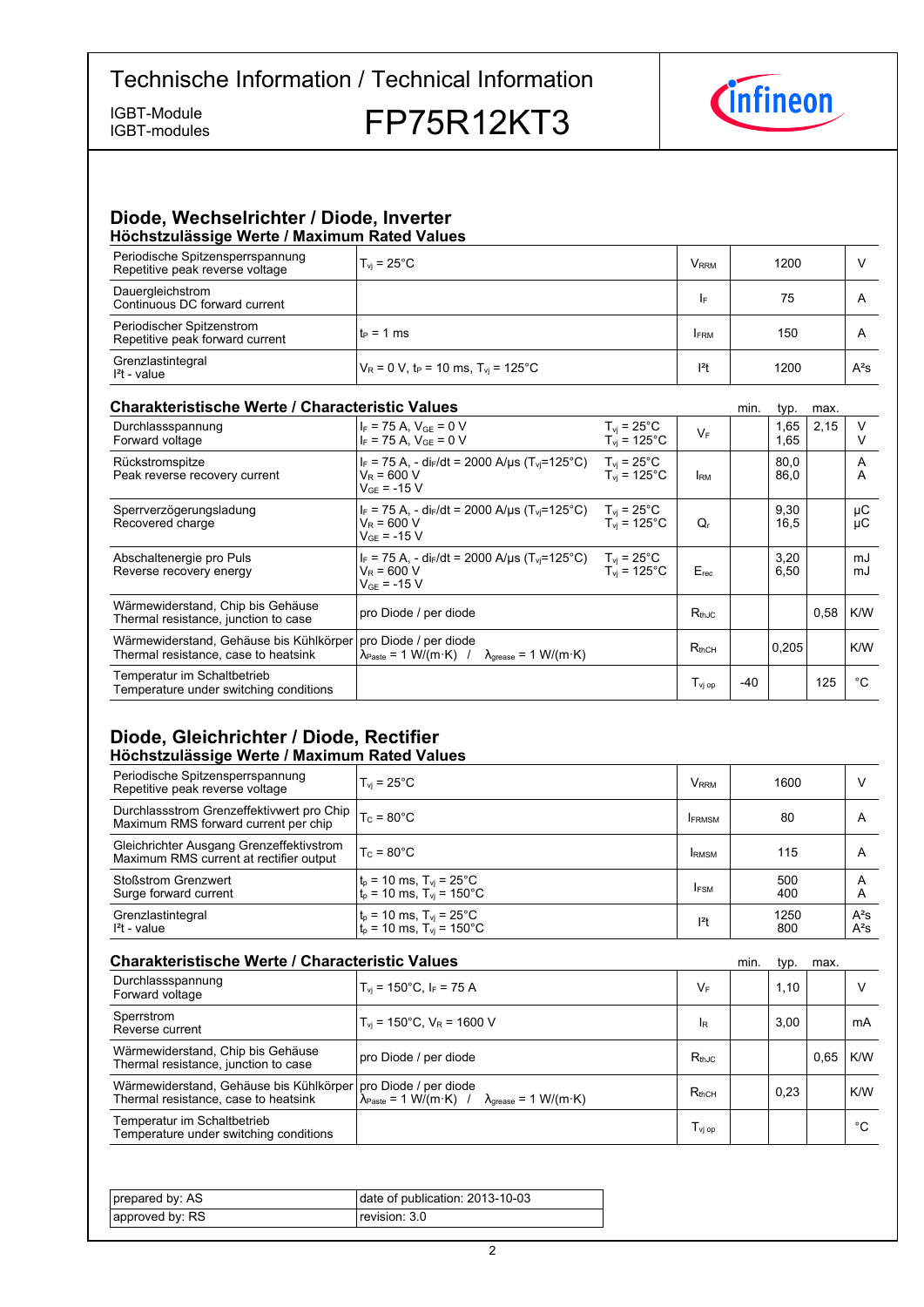# Technische Information / Technical Information

IGBT-Module
IGBT-modules

# FP75R12KT3

## Diode, Wechselrichter / Diode, Inverter

### Höchstzulässige Werte / Maximum Rated Values

| Parameter | Bedingungen / Conditions | Symbol | Wert / Value | Einheit / Unit |
|---|---|---|---|---|
| Periodische Spitzensperrspannung<br>Repetitive peak reverse voltage | $T_{vj}$ = 25°C | $V_{RRM}$ | 1200 | V |
| Dauergleichstrom<br>Continuous DC forward current | | $I_F$ | 75 | A |
| Periodischer Spitzenstrom<br>Repetitive peak forward current | $t_P$ = 1 ms | $I_{FRM}$ | 150 | A |
| Grenzlastintegral<br>$I^2t$ - value | $V_R$ = 0 V, $t_P$ = 10 ms, $T_{vj}$ = 125°C | $I^2t$ | 1200 | $A^2s$ |

### Charakteristische Werte / Characteristic Values

| Parameter | Bedingungen / Conditions | | Symbol | min. | typ. | max. | Einheit / Unit |
|---|---|---|---|---|---|---|---|
| Durchlassspannung<br>Forward voltage | $I_F$ = 75 A, $V_{GE}$ = 0 V<br>$I_F$ = 75 A, $V_{GE}$ = 0 V | $T_{vj}$ = 25°C<br>$T_{vj}$ = 125°C | $V_F$ | | 1,65<br>1,65 | 2,15 | V<br>V |
| Rückstromspitze<br>Peak reverse recovery current | $I_F$ = 75 A, - $di_F/dt$ = 2000 A/µs ($T_{vj}$=125°C)<br>$V_R$ = 600 V<br>$V_{GE}$ = -15 V | $T_{vj}$ = 25°C<br>$T_{vj}$ = 125°C | $I_{RM}$ | | 80,0<br>86,0 | | A<br>A |
| Sperrverzögerungsladung<br>Recovered charge | $I_F$ = 75 A, - $di_F/dt$ = 2000 A/µs ($T_{vj}$=125°C)<br>$V_R$ = 600 V<br>$V_{GE}$ = -15 V | $T_{vj}$ = 25°C<br>$T_{vj}$ = 125°C | $Q_r$ | | 9,30<br>16,5 | | µC<br>µC |
| Abschaltenergie pro Puls<br>Reverse recovery energy | $I_F$ = 75 A, - $di_F/dt$ = 2000 A/µs ($T_{vj}$=125°C)<br>$V_R$ = 600 V<br>$V_{GE}$ = -15 V | $T_{vj}$ = 25°C<br>$T_{vj}$ = 125°C | $E_{rec}$ | | 3,20<br>6,50 | | mJ<br>mJ |
| Wärmewiderstand, Chip bis Gehäuse<br>Thermal resistance, junction to case | pro Diode / per diode | | $R_{thJC}$ | | | 0,58 | K/W |
| Wärmewiderstand, Gehäuse bis Kühlkörper<br>Thermal resistance, case to heatsink | pro Diode / per diode<br>$\lambda_{Paste}$ = 1 W/(m·K) / $\lambda_{grease}$ = 1 W/(m·K) | | $R_{thCH}$ | | 0,205 | | K/W |
| Temperatur im Schaltbetrieb<br>Temperature under switching conditions | | | $T_{vj\ op}$ | -40 | | 125 | °C |

## Diode, Gleichrichter / Diode, Rectifier

### Höchstzulässige Werte / Maximum Rated Values

| Parameter | Bedingungen / Conditions | Symbol | Wert / Value | Einheit / Unit |
|---|---|---|---|---|
| Periodische Spitzensperrspannung<br>Repetitive peak reverse voltage | $T_{vj}$ = 25°C | $V_{RRM}$ | 1600 | V |
| Durchlassstrom Grenzeffektivwert pro Chip<br>Maximum RMS forward current per chip | $T_C$ = 80°C | $I_{FRMSM}$ | 80 | A |
| Gleichrichter Ausgang Grenzeffektivstrom<br>Maximum RMS current at rectifier output | $T_C$ = 80°C | $I_{RMSM}$ | 115 | A |
| Stoßstrom Grenzwert<br>Surge forward current | $t_p$ = 10 ms, $T_{vj}$ = 25°C<br>$t_p$ = 10 ms, $T_{vj}$ = 150°C | $I_{FSM}$ | 500<br>400 | A<br>A |
| Grenzlastintegral<br>$I^2t$ - value | $t_p$ = 10 ms, $T_{vj}$ = 25°C<br>$t_p$ = 10 ms, $T_{vj}$ = 150°C | $I^2t$ | 1250<br>800 | $A^2s$<br>$A^2s$ |

### Charakteristische Werte / Characteristic Values

| Parameter | Bedingungen / Conditions | Symbol | min. | typ. | max. | Einheit / Unit |
|---|---|---|---|---|---|---|
| Durchlassspannung<br>Forward voltage | $T_{vj}$ = 150°C, $I_F$ = 75 A | $V_F$ | | 1,10 | | V |
| Sperrstrom<br>Reverse current | $T_{vj}$ = 150°C, $V_R$ = 1600 V | $I_R$ | | 3,00 | | mA |
| Wärmewiderstand, Chip bis Gehäuse<br>Thermal resistance, junction to case | pro Diode / per diode | $R_{thJC}$ | | | 0,65 | K/W |
| Wärmewiderstand, Gehäuse bis Kühlkörper<br>Thermal resistance, case to heatsink | pro Diode / per diode<br>$\lambda_{Paste}$ = 1 W/(m·K) / $\lambda_{grease}$ = 1 W/(m·K) | $R_{thCH}$ | | 0,23 | | K/W |
| Temperatur im Schaltbetrieb<br>Temperature under switching conditions | | $T_{vj\ op}$ | | | | °C |

| | |
|---|---|
| prepared by: AS | date of publication: 2013-10-03 |
| approved by: RS | revision: 3.0 |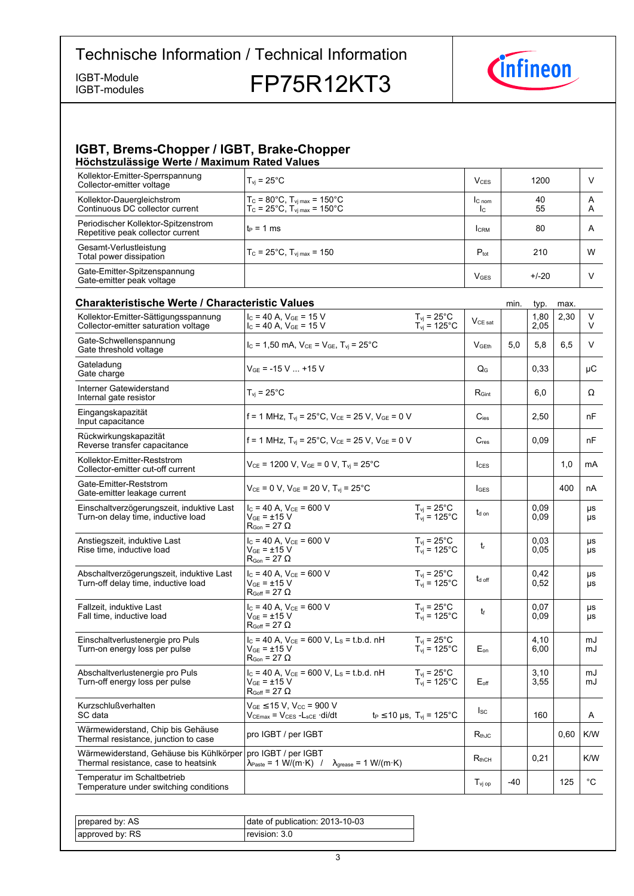# Technische Information / Technical Information

IGBT-Module
IGBT-modules

**FP75R12KT3**

## IGBT, Brems-Chopper / IGBT, Brake-Chopper

### Höchstzulässige Werte / Maximum Rated Values

| Parameter | Conditions | Symbol | Value | Unit |
|---|---|---|---|---|
| Kollektor-Emitter-Sperrspannung<br>Collector-emitter voltage | $T_{vj}$ = 25°C | $V_{CES}$ | 1200 | V |
| Kollektor-Dauergleichstrom<br>Continuous DC collector current | $T_C$ = 80°C, $T_{vj\,max}$ = 150°C<br>$T_C$ = 25°C, $T_{vj\,max}$ = 150°C | $I_{C\,nom}$<br>$I_C$ | 40<br>55 | A<br>A |
| Periodischer Kollektor-Spitzenstrom<br>Repetitive peak collector current | $t_P$ = 1 ms | $I_{CRM}$ | 80 | A |
| Gesamt-Verlustleistung<br>Total power dissipation | $T_C$ = 25°C, $T_{vj\,max}$ = 150 | $P_{tot}$ | 210 | W |
| Gate-Emitter-Spitzenspannung<br>Gate-emitter peak voltage | | $V_{GES}$ | +/-20 | V |

### Charakteristische Werte / Characteristic Values

| Parameter | Conditions | | Symbol | min. | typ. | max. | Unit |
|---|---|---|---|---|---|---|---|
| Kollektor-Emitter-Sättigungsspannung<br>Collector-emitter saturation voltage | $I_C$ = 40 A, $V_{GE}$ = 15 V<br>$I_C$ = 40 A, $V_{GE}$ = 15 V | $T_{vj}$ = 25°C<br>$T_{vj}$ = 125°C | $V_{CE\,sat}$ | | 1,80<br>2,05 | 2,30 | V<br>V |
| Gate-Schwellenspannung<br>Gate threshold voltage | $I_C$ = 1,50 mA, $V_{CE}$ = $V_{GE}$, $T_{vj}$ = 25°C | | $V_{GEth}$ | 5,0 | 5,8 | 6,5 | V |
| Gateladung<br>Gate charge | $V_{GE}$ = -15 V ... +15 V | | $Q_G$ | | 0,33 | | µC |
| Interner Gatewiderstand<br>Internal gate resistor | $T_{vj}$ = 25°C | | $R_{Gint}$ | | 6,0 | | Ω |
| Eingangskapazität<br>Input capacitance | f = 1 MHz, $T_{vj}$ = 25°C, $V_{CE}$ = 25 V, $V_{GE}$ = 0 V | | $C_{ies}$ | | 2,50 | | nF |
| Rückwirkungskapazität<br>Reverse transfer capacitance | f = 1 MHz, $T_{vj}$ = 25°C, $V_{CE}$ = 25 V, $V_{GE}$ = 0 V | | $C_{res}$ | | 0,09 | | nF |
| Kollektor-Emitter-Reststrom<br>Collector-emitter cut-off current | $V_{CE}$ = 1200 V, $V_{GE}$ = 0 V, $T_{vj}$ = 25°C | | $I_{CES}$ | | | 1,0 | mA |
| Gate-Emitter-Reststrom<br>Gate-emitter leakage current | $V_{CE}$ = 0 V, $V_{GE}$ = 20 V, $T_{vj}$ = 25°C | | $I_{GES}$ | | | 400 | nA |
| Einschaltverzögerungszeit, induktive Last<br>Turn-on delay time, inductive load | $I_C$ = 40 A, $V_{CE}$ = 600 V<br>$V_{GE}$ = ±15 V<br>$R_{Gon}$ = 27 Ω | $T_{vj}$ = 25°C<br>$T_{vj}$ = 125°C | $t_{d\,on}$ | | 0,09<br>0,09 | | µs<br>µs |
| Anstiegszeit, induktive Last<br>Rise time, inductive load | $I_C$ = 40 A, $V_{CE}$ = 600 V<br>$V_{GE}$ = ±15 V<br>$R_{Gon}$ = 27 Ω | $T_{vj}$ = 25°C<br>$T_{vj}$ = 125°C | $t_r$ | | 0,03<br>0,05 | | µs<br>µs |
| Abschaltverzögerungszeit, induktive Last<br>Turn-off delay time, inductive load | $I_C$ = 40 A, $V_{CE}$ = 600 V<br>$V_{GE}$ = ±15 V<br>$R_{Goff}$ = 27 Ω | $T_{vj}$ = 25°C<br>$T_{vj}$ = 125°C | $t_{d\,off}$ | | 0,42<br>0,52 | | µs<br>µs |
| Fallzeit, induktive Last<br>Fall time, inductive load | $I_C$ = 40 A, $V_{CE}$ = 600 V<br>$V_{GE}$ = ±15 V<br>$R_{Goff}$ = 27 Ω | $T_{vj}$ = 25°C<br>$T_{vj}$ = 125°C | $t_f$ | | 0,07<br>0,09 | | µs<br>µs |
| Einschaltverlustenergie pro Puls<br>Turn-on energy loss per pulse | $I_C$ = 40 A, $V_{CE}$ = 600 V, $L_S$ = t.b.d. nH<br>$V_{GE}$ = ±15 V<br>$R_{Gon}$ = 27 Ω | $T_{vj}$ = 25°C<br>$T_{vj}$ = 125°C | $E_{on}$ | | 4,10<br>6,00 | | mJ<br>mJ |
| Abschaltverlustenergie pro Puls<br>Turn-off energy loss per pulse | $I_C$ = 40 A, $V_{CE}$ = 600 V, $L_S$ = t.b.d. nH<br>$V_{GE}$ = ±15 V<br>$R_{Goff}$ = 27 Ω | $T_{vj}$ = 25°C<br>$T_{vj}$ = 125°C | $E_{off}$ | | 3,10<br>3,55 | | mJ<br>mJ |
| Kurzschlußverhalten<br>SC data | $V_{GE}$ ≤ 15 V, $V_{CC}$ = 900 V<br>$V_{CEmax}$ = $V_{CES}$ - $L_{sCE}$ ·di/dt | $t_P$ ≤ 10 µs, $T_{vj}$ = 125°C | $I_{SC}$ | | 160 | | A |
| Wärmewiderstand, Chip bis Gehäuse<br>Thermal resistance, junction to case | pro IGBT / per IGBT | | $R_{thJC}$ | | | 0,60 | K/W |
| Wärmewiderstand, Gehäuse bis Kühlkörper<br>Thermal resistance, case to heatsink | pro IGBT / per IGBT<br>$\lambda_{Paste}$ = 1 W/(m·K) / $\lambda_{grease}$ = 1 W/(m·K) | | $R_{thCH}$ | | 0,21 | | K/W |
| Temperatur im Schaltbetrieb<br>Temperature under switching conditions | | | $T_{vj\,op}$ | -40 | | 125 | °C |

| | |
|---|---|
| prepared by: AS | date of publication: 2013-10-03 |
| approved by: RS | revision: 3.0 |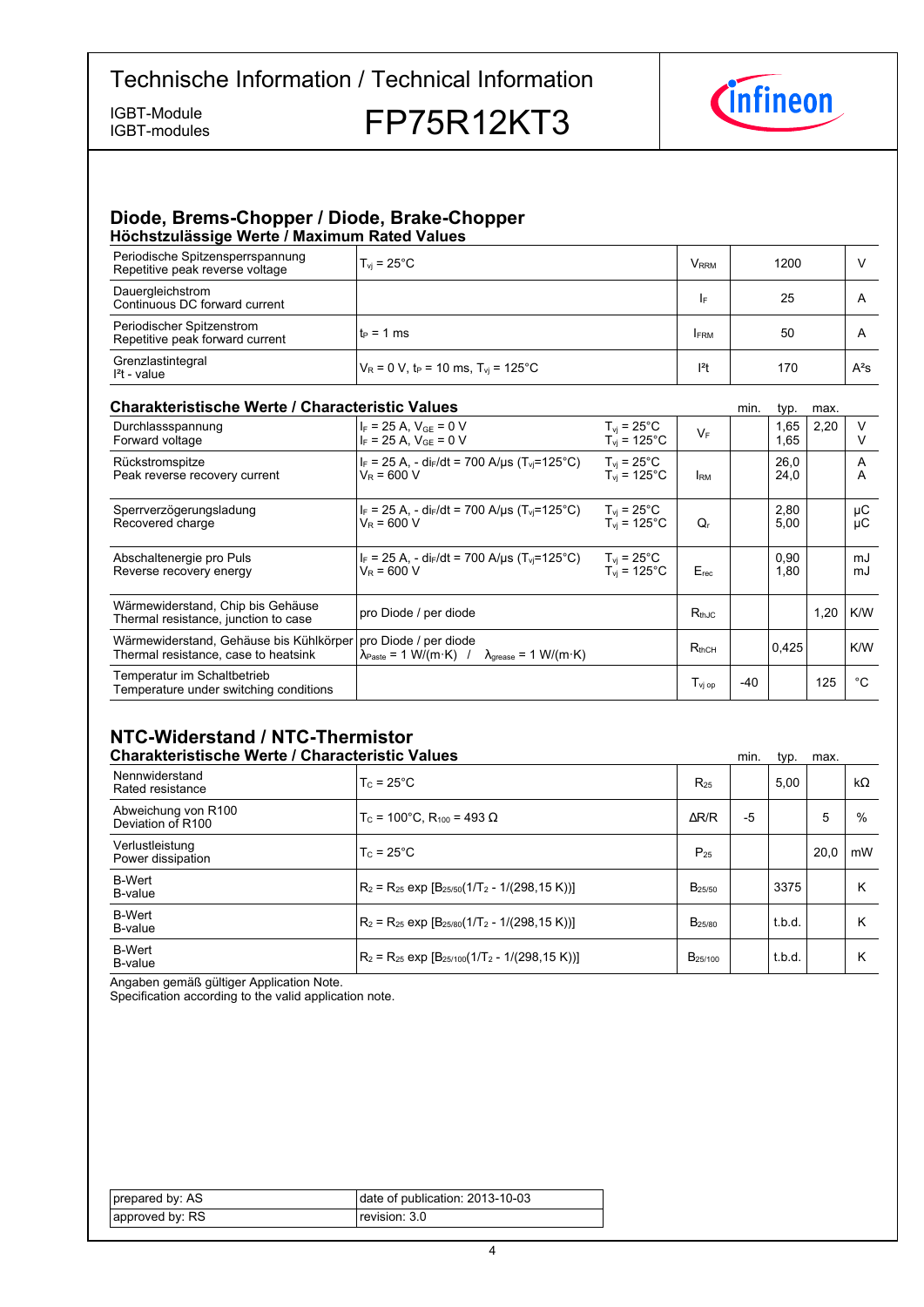Technische Information / Technical Information

IGBT-Module
IGBT-modules

# FP75R12KT3

## Diode, Brems-Chopper / Diode, Brake-Chopper

### Höchstzulässige Werte / Maximum Rated Values

| | | | | |
|---|---|---|---|---|
| Periodische Spitzensperrspannung<br>Repetitive peak reverse voltage | $T_{vj}$ = 25°C | $V_{RRM}$ | 1200 | V |
| Dauergleichstrom<br>Continuous DC forward current | | $I_F$ | 25 | A |
| Periodischer Spitzenstrom<br>Repetitive peak forward current | $t_P$ = 1 ms | $I_{FRM}$ | 50 | A |
| Grenzlastintegral<br>$I^2t$ - value | $V_R$ = 0 V, $t_P$ = 10 ms, $T_{vj}$ = 125°C | $I^2t$ | 170 | $A^2s$ |

### Charakteristische Werte / Characteristic Values

| | | | | min. | typ. | max. | |
|---|---|---|---|---|---|---|---|
| Durchlassspannung<br>Forward voltage | $I_F$ = 25 A, $V_{GE}$ = 0 V<br>$I_F$ = 25 A, $V_{GE}$ = 0 V | $T_{vj}$ = 25°C<br>$T_{vj}$ = 125°C | $V_F$ | | 1,65<br>1,65 | 2,20 | V<br>V |
| Rückstromspitze<br>Peak reverse recovery current | $I_F$ = 25 A, - $di_F/dt$ = 700 A/µs ($T_{vj}$=125°C)<br>$V_R$ = 600 V | $T_{vj}$ = 25°C<br>$T_{vj}$ = 125°C | $I_{RM}$ | | 26,0<br>24,0 | | A<br>A |
| Sperrverzögerungsladung<br>Recovered charge | $I_F$ = 25 A, - $di_F/dt$ = 700 A/µs ($T_{vj}$=125°C)<br>$V_R$ = 600 V | $T_{vj}$ = 25°C<br>$T_{vj}$ = 125°C | $Q_r$ | | 2,80<br>5,00 | | µC<br>µC |
| Abschaltenergie pro Puls<br>Reverse recovery energy | $I_F$ = 25 A, - $di_F/dt$ = 700 A/µs ($T_{vj}$=125°C)<br>$V_R$ = 600 V | $T_{vj}$ = 25°C<br>$T_{vj}$ = 125°C | $E_{rec}$ | | 0,90<br>1,80 | | mJ<br>mJ |
| Wärmewiderstand, Chip bis Gehäuse<br>Thermal resistance, junction to case | pro Diode / per diode | | $R_{thJC}$ | | | 1,20 | K/W |
| Wärmewiderstand, Gehäuse bis Kühlkörper<br>Thermal resistance, case to heatsink | pro Diode / per diode<br>$\lambda_{Paste}$ = 1 W/(m·K) / $\lambda_{grease}$ = 1 W/(m·K) | | $R_{thCH}$ | | 0,425 | | K/W |
| Temperatur im Schaltbetrieb<br>Temperature under switching conditions | | | $T_{vj\ op}$ | -40 | | 125 | °C |

## NTC-Widerstand / NTC-Thermistor

### Charakteristische Werte / Characteristic Values

| | | | min. | typ. | max. | |
|---|---|---|---|---|---|---|
| Nennwiderstand<br>Rated resistance | $T_C$ = 25°C | $R_{25}$ | | 5,00 | | kΩ |
| Abweichung von R100<br>Deviation of R100 | $T_C$ = 100°C, $R_{100}$ = 493 Ω | ΔR/R | -5 | | 5 | % |
| Verlustleistung<br>Power dissipation | $T_C$ = 25°C | $P_{25}$ | | | 20,0 | mW |
| B-Wert<br>B-value | $R_2 = R_{25}\ \exp\ [B_{25/50}(1/T_2 - 1/(298{,}15\ K))]$ | $B_{25/50}$ | | 3375 | | K |
| B-Wert<br>B-value | $R_2 = R_{25}\ \exp\ [B_{25/80}(1/T_2 - 1/(298{,}15\ K))]$ | $B_{25/80}$ | | t.b.d. | | K |
| B-Wert<br>B-value | $R_2 = R_{25}\ \exp\ [B_{25/100}(1/T_2 - 1/(298{,}15\ K))]$ | $B_{25/100}$ | | t.b.d. | | K |

Angaben gemäß gültiger Application Note.
Specification according to the valid application note.

| | |
|---|---|
| prepared by: AS | date of publication: 2013-10-03 |
| approved by: RS | revision: 3.0 |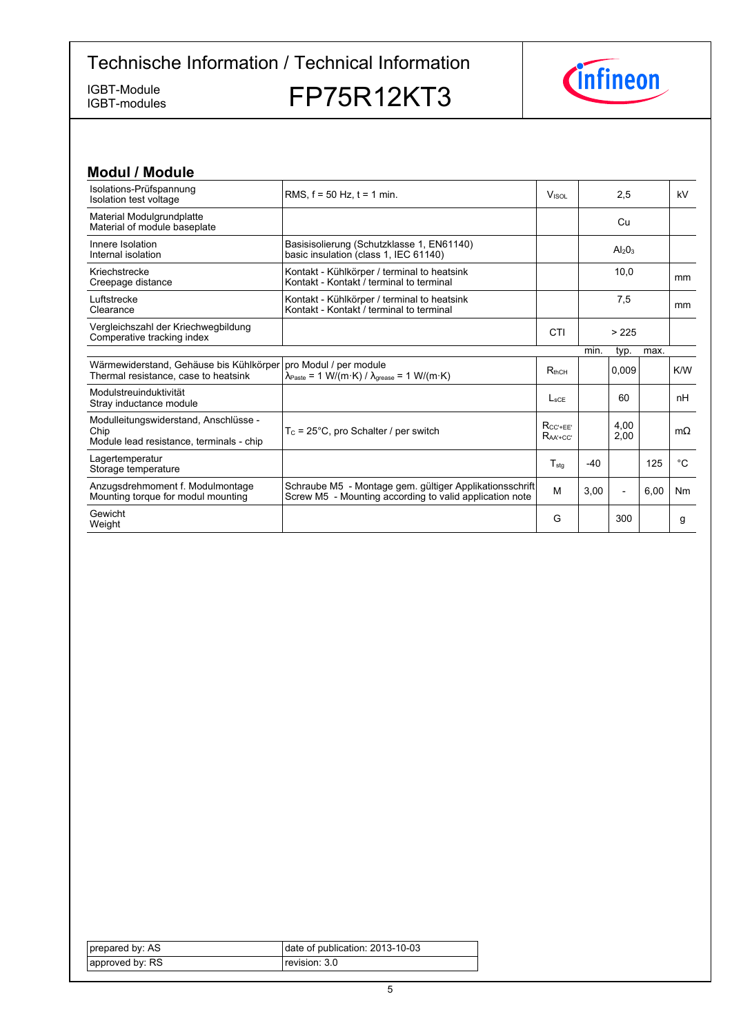## Modul / Module

| | | | | | | |
|---|---|---|---|---|---|---|
| Isolations-Prüfspannung<br>Isolation test voltage | RMS, f = 50 Hz, t = 1 min. | $V_{ISOL}$ | | 2,5 | | kV |
| Material Modulgrundplatte<br>Material of module baseplate | | | | Cu | | |
| Innere Isolation<br>Internal isolation | Basisisolierung (Schutzklasse 1, EN61140)<br>basic insulation (class 1, IEC 61140) | | | $Al_2O_3$ | | |
| Kriechstrecke<br>Creepage distance | Kontakt - Kühlkörper / terminal to heatsink<br>Kontakt - Kontakt / terminal to terminal | | | 10,0 | | mm |
| Luftstrecke<br>Clearance | Kontakt - Kühlkörper / terminal to heatsink<br>Kontakt - Kontakt / terminal to terminal | | | 7,5 | | mm |
| Vergleichszahl der Kriechwegbildung<br>Comparative tracking index | | CTI | | > 225 | | |
| | | | min. | typ. | max. | |
| Wärmewiderstand, Gehäuse bis Kühlkörper<br>Thermal resistance, case to heatsink | pro Modul / per module<br>$\lambda_{Paste}$ = 1 W/(m·K) / $\lambda_{grease}$ = 1 W/(m·K) | $R_{thCH}$ | | 0,009 | | K/W |
| Modulstreuinduktivität<br>Stray inductance module | | $L_{sCE}$ | | 60 | | nH |
| Modulleitungswiderstand, Anschlüsse - Chip<br>Module lead resistance, terminals - chip | $T_C$ = 25°C, pro Schalter / per switch | $R_{CC'+EE'}$<br>$R_{AA'+CC'}$ | | 4,00<br>2,00 | | mΩ |
| Lagertemperatur<br>Storage temperature | | $T_{stg}$ | -40 | | 125 | °C |
| Anzugsdrehmoment f. Modulmontage<br>Mounting torque for modul mounting | Schraube M5 - Montage gem. gültiger Applikationsschrift<br>Screw M5 - Mounting according to valid application note | M | 3,00 | - | 6,00 | Nm |
| Gewicht<br>Weight | | G | | 300 | | g |

| | |
|---|---|
| prepared by: AS | date of publication: 2013-10-03 |
| approved by: RS | revision: 3.0 |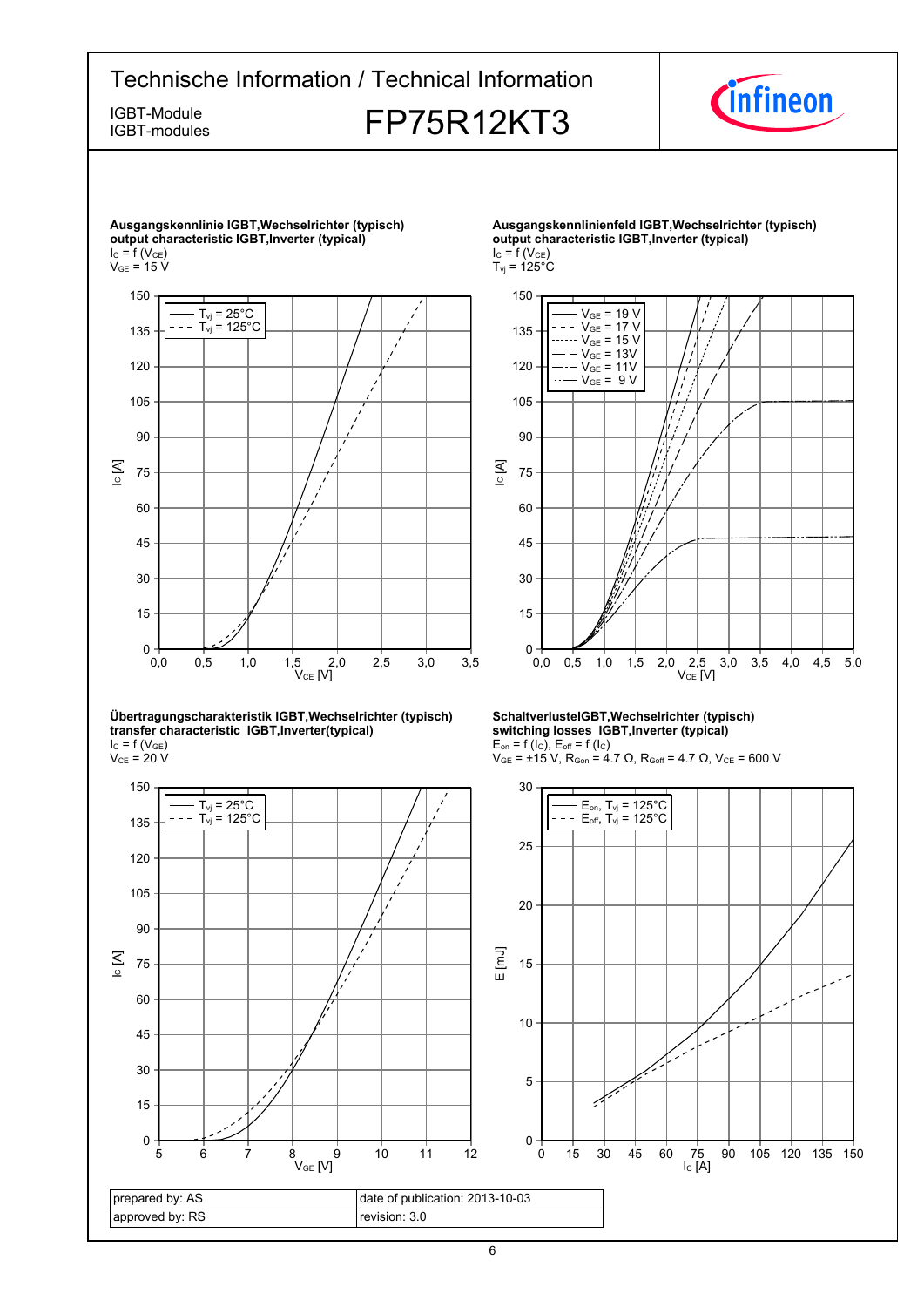**Ausgangskennlinie IGBT,Wechselrichter (typisch)**
**output characteristic IGBT,Inverter (typical)**
$I_C = f(V_{CE})$
$V_{GE} = 15$ V

**Ausgangskennlinienfeld IGBT,Wechselrichter (typisch)**
**output characteristic IGBT,Inverter (typical)**
$I_C = f(V_{CE})$
$T_{vj} = 125°C$

**Übertragungscharakteristik IGBT,Wechselrichter (typisch)**
**transfer characteristic IGBT,Inverter(typical)**
$I_C = f(V_{GE})$
$V_{CE} = 20$ V

**SchaltverlusteIGBT,Wechselrichter (typisch)**
**switching losses IGBT,Inverter (typical)**
$E_{on} = f(I_C)$, $E_{off} = f(I_C)$
$V_{GE} = \pm15$ V, $R_{Gon} = 4.7\ \Omega$, $R_{Goff} = 4.7\ \Omega$, $V_{CE} = 600$ V

| prepared by: AS | date of publication: 2013-10-03 |
|---|---|
| approved by: RS | revision: 3.0 |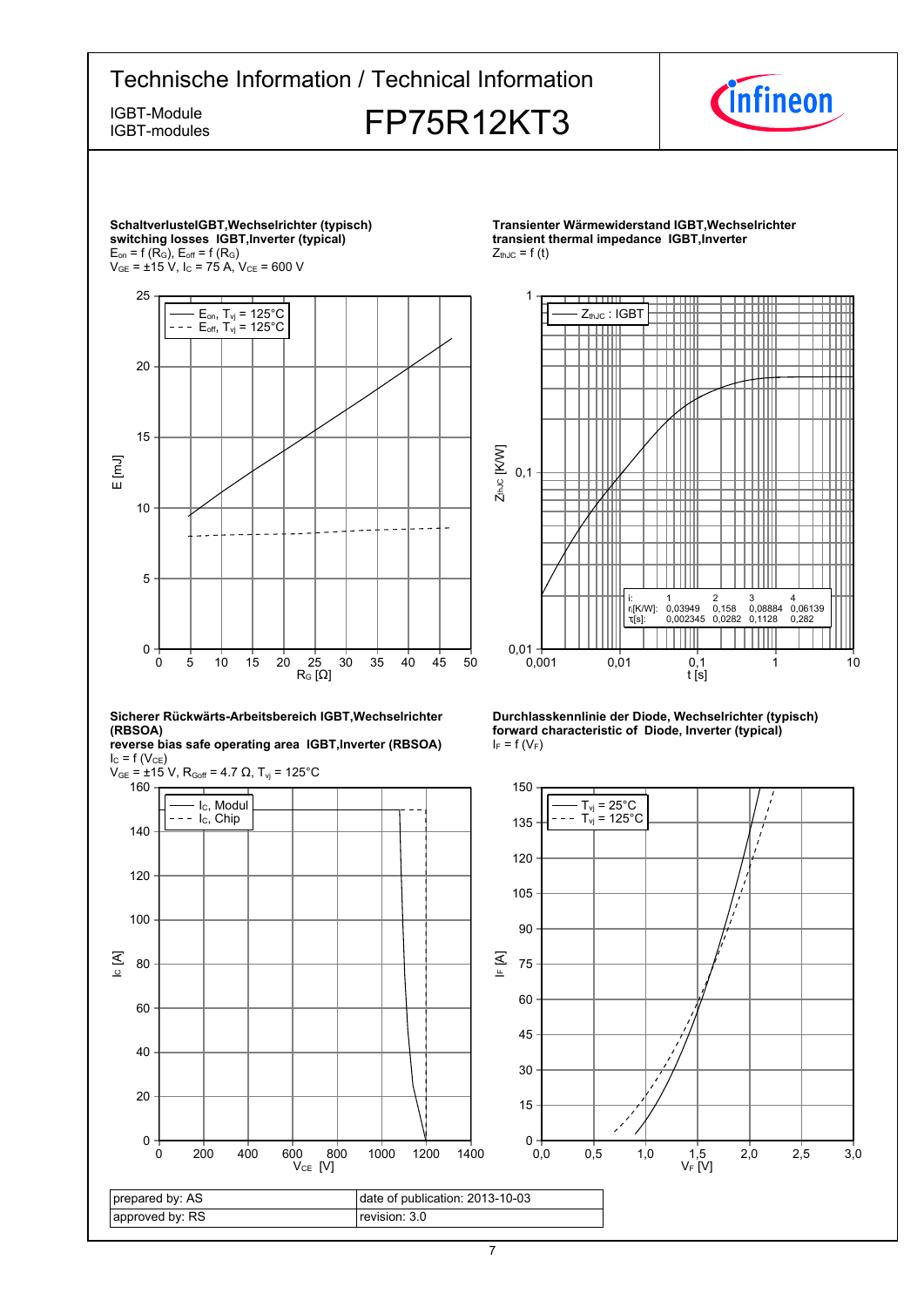**SchaltverlusteIGBT,Wechselrichter (typisch)**
**switching losses IGBT,Inverter (typical)**
$E_{on} = f(R_G)$, $E_{off} = f(R_G)$
$V_{GE} = \pm 15$ V, $I_C = 75$ A, $V_{CE} = 600$ V

— $E_{on}$, $T_{vj} = 125°C$
- - - $E_{off}$, $T_{vj} = 125°C$

E [mJ] / $R_G$ [Ω]

**Transienter Wärmewiderstand IGBT,Wechselrichter**
**transient thermal impedance IGBT,Inverter**
$Z_{thJC} = f(t)$

— $Z_{thJC}$ : IGBT

| i: | 1 | 2 | 3 | 4 |
|---|---|---|---|---|
| $r_i$[K/W]: | 0,03949 | 0,158 | 0,08884 | 0,06139 |
| $\tau_i$[s]: | 0,002345 | 0,0282 | 0,1128 | 0,282 |

$Z_{thJC}$ [K/W] / t [s]

**Sicherer Rückwärts-Arbeitsbereich IGBT,Wechselrichter (RBSOA)**
**reverse bias safe operating area IGBT,Inverter (RBSOA)**
$I_C = f(V_{CE})$
$V_{GE} = \pm 15$ V, $R_{Goff} = 4.7$ Ω, $T_{vj} = 125°C$

— $I_C$, Modul
- - - $I_C$, Chip

$I_C$ [A] / $V_{CE}$ [V]

**Durchlasskennlinie der Diode, Wechselrichter (typisch)**
**forward characteristic of Diode, Inverter (typical)**
$I_F = f(V_F)$

— $T_{vj} = 25°C$
- - - $T_{vj} = 125°C$

$I_F$ [A] / $V_F$ [V]

| prepared by: AS | date of publication: 2013-10-03 |
|---|---|
| approved by: RS | revision: 3.0 |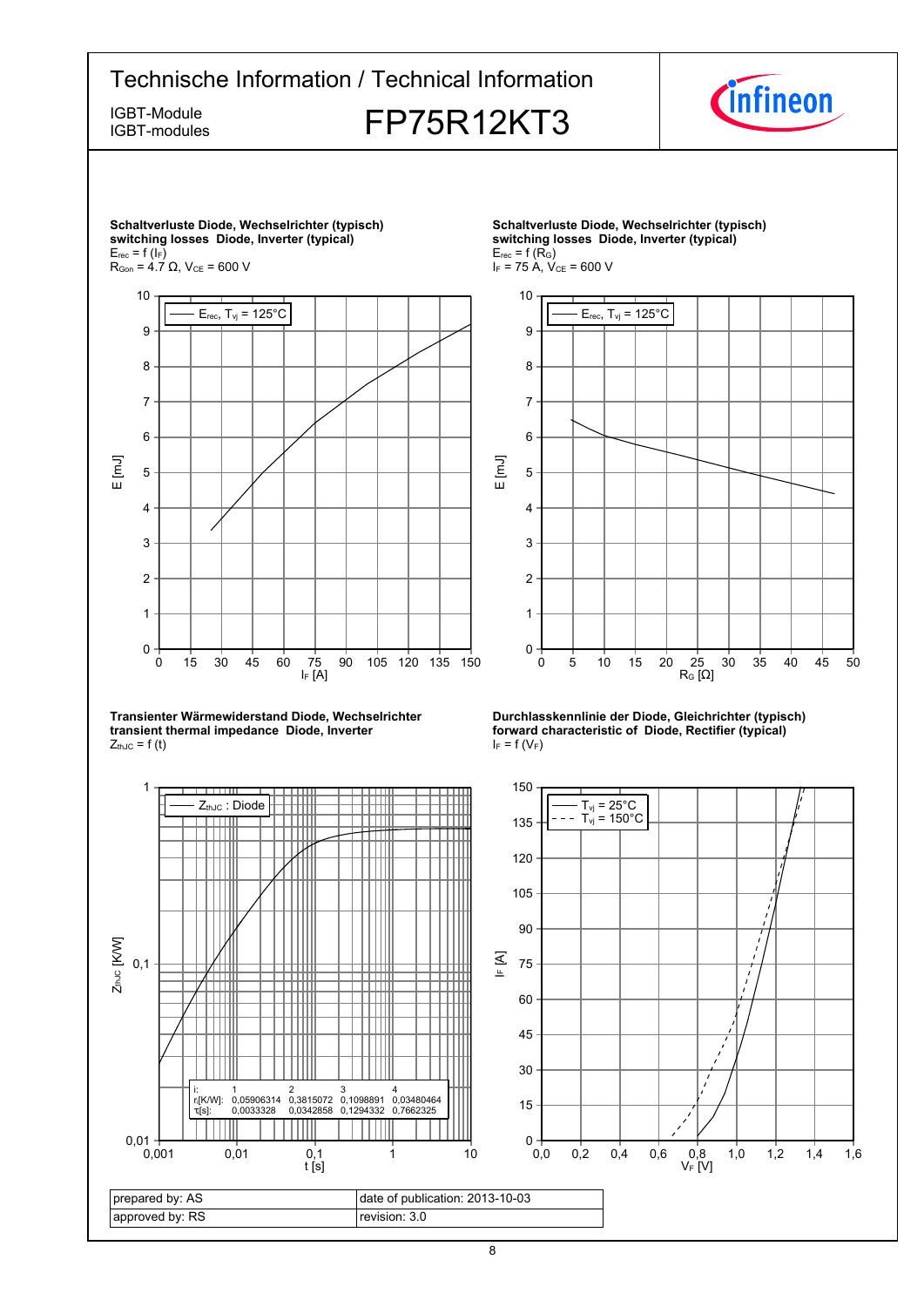**Schaltverluste Diode, Wechselrichter (typisch)**
**switching losses Diode, Inverter (typical)**
$E_{rec} = f(I_F)$
$R_{Gon}$ = 4.7 Ω, $V_{CE}$ = 600 V

$E_{rec}$, $T_{vj}$ = 125°C

E [mJ] vs. $I_F$ [A]

**Schaltverluste Diode, Wechselrichter (typisch)**
**switching losses Diode, Inverter (typical)**
$E_{rec} = f(R_G)$
$I_F$ = 75 A, $V_{CE}$ = 600 V

$E_{rec}$, $T_{vj}$ = 125°C

E [mJ] vs. $R_G$ [Ω]

**Transienter Wärmewiderstand Diode, Wechselrichter**
**transient thermal impedance Diode, Inverter**
$Z_{thJC} = f(t)$

$Z_{thJC}$ : Diode

$Z_{thJC}$ [K/W] vs. t [s]

| i: | 1 | 2 | 3 | 4 |
|---|---|---|---|---|
| $r_i$[K/W]: | 0,05906314 | 0,3815072 | 0,1098891 | 0,03480464 |
| $\tau_i$[s]: | 0,0033328 | 0,0342858 | 0,1294332 | 0,7662325 |

**Durchlasskennlinie der Diode, Gleichrichter (typisch)**
**forward characteristic of Diode, Rectifier (typical)**
$I_F = f(V_F)$

$T_{vj}$ = 25°C
$T_{vj}$ = 150°C

$I_F$ [A] vs. $V_F$ [V]

| prepared by: AS | date of publication: 2013-10-03 |
|---|---|
| approved by: RS | revision: 3.0 |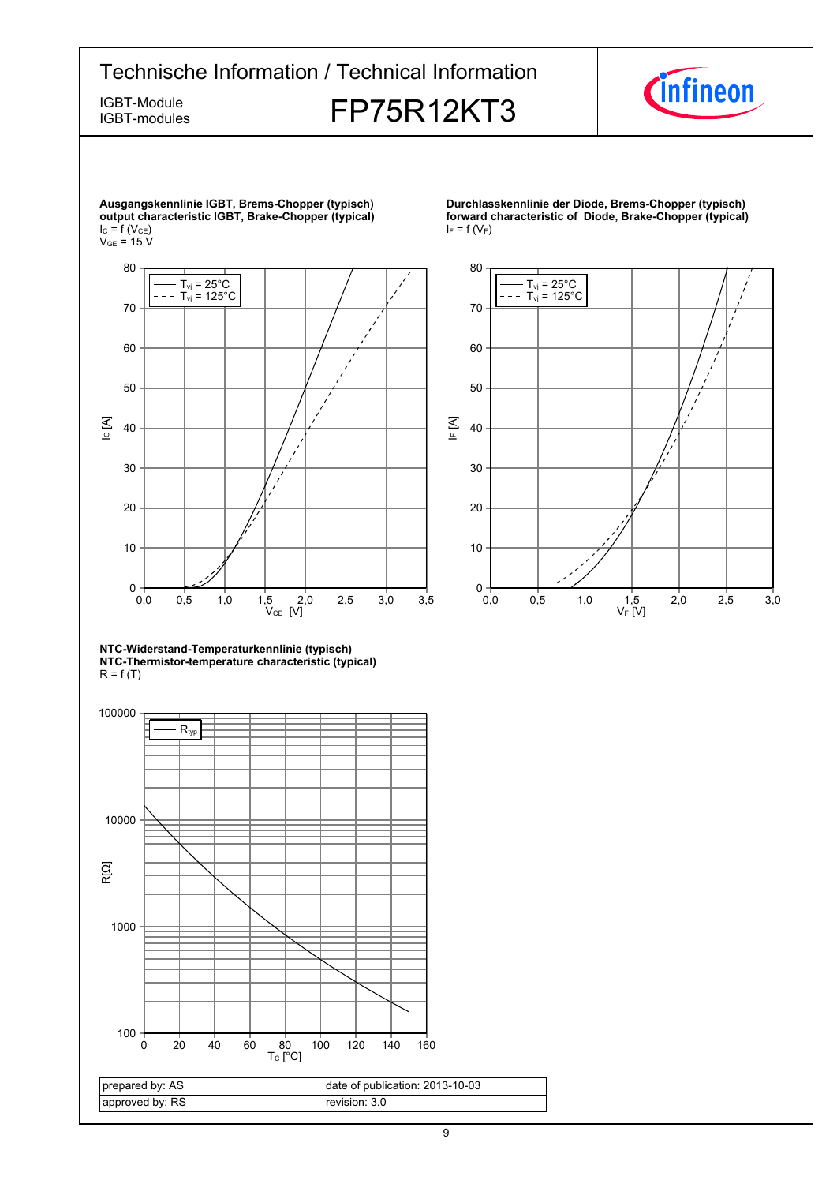**Ausgangskennlinie IGBT, Brems-Chopper (typisch)**
**output characteristic IGBT, Brake-Chopper (typical)**
$I_C = f(V_{CE})$
$V_{GE} = 15\ V$

**Durchlasskennlinie der Diode, Brems-Chopper (typisch)**
**forward characteristic of Diode, Brake-Chopper (typical)**
$I_F = f(V_F)$

**NTC-Widerstand-Temperaturkennlinie (typisch)**
**NTC-Thermistor-temperature characteristic (typical)**
$R = f(T)$

| prepared by: AS | date of publication: 2013-10-03 |
|---|---|
| approved by: RS | revision: 3.0 |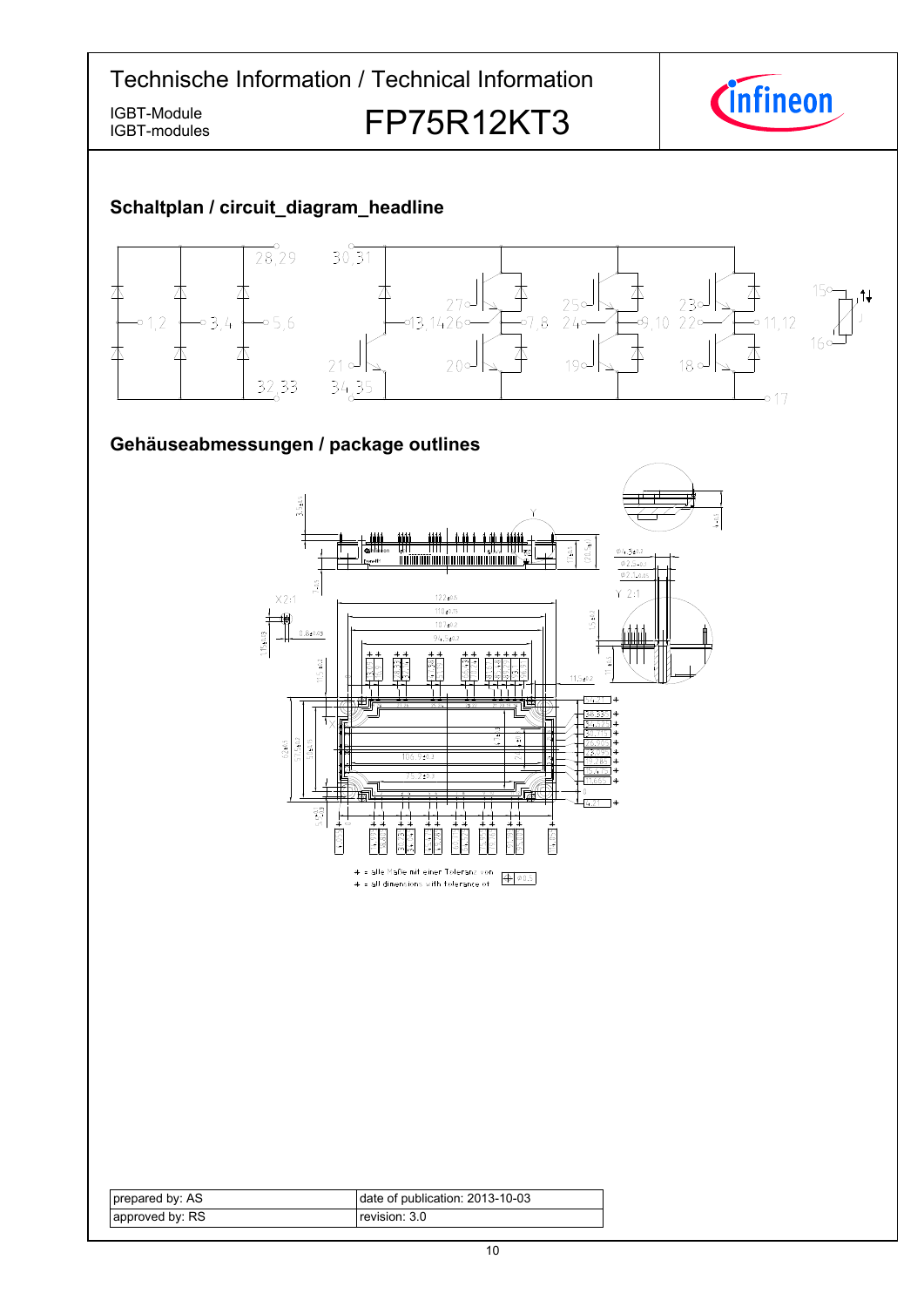## Schaltplan / circuit_diagram_headline

## Gehäuseabmessungen / package outlines

+ = alle Maße mit einer Toleranz von ⌖ Ø0.5
+ = all dimensions with tolerance of ⌖ Ø0.5

| prepared by: AS | date of publication: 2013-10-03 |
|---|---|
| approved by: RS | revision: 3.0 |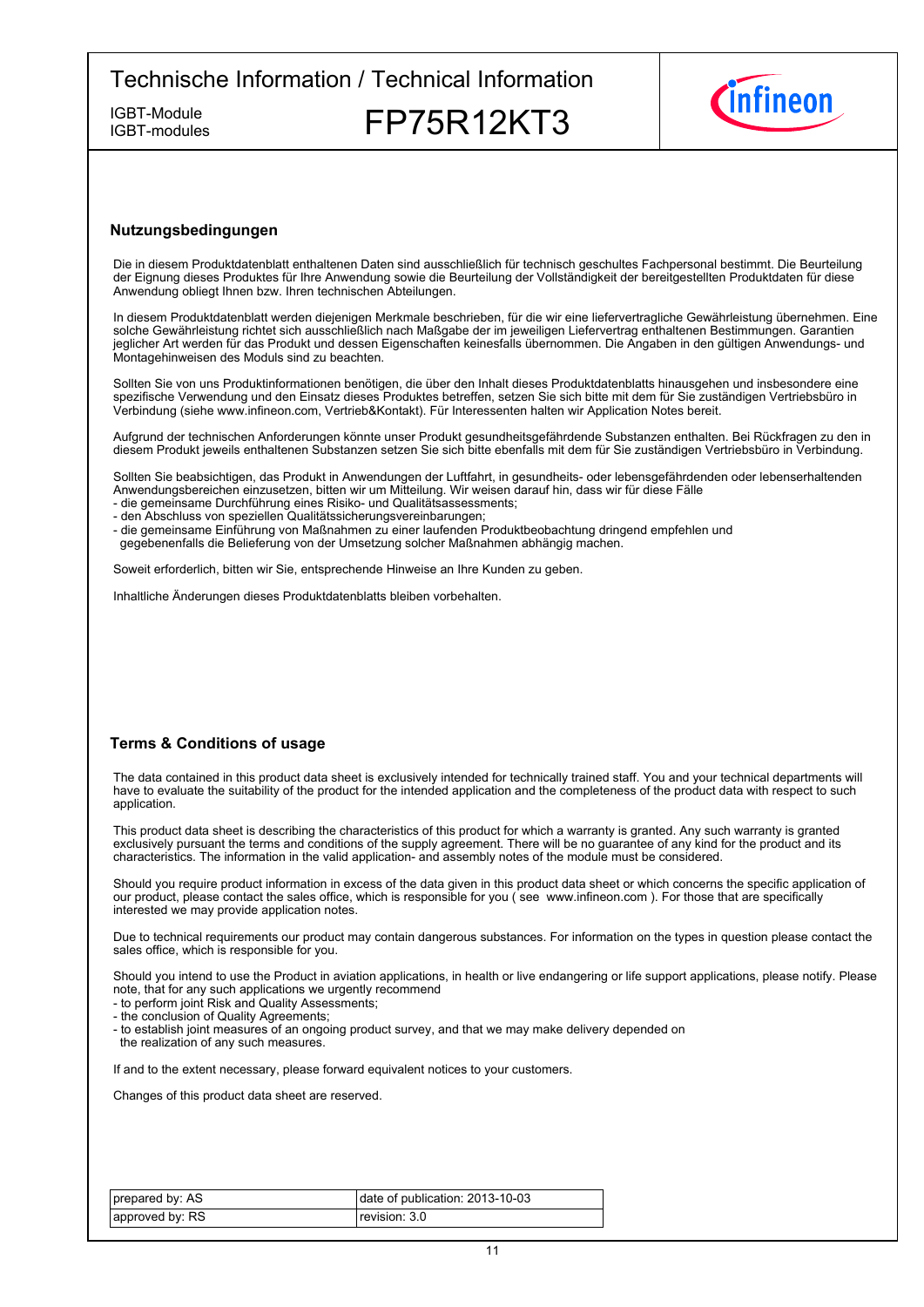## Nutzungsbedingungen

Die in diesem Produktdatenblatt enthaltenen Daten sind ausschließlich für technisch geschultes Fachpersonal bestimmt. Die Beurteilung der Eignung dieses Produktes für Ihre Anwendung sowie die Beurteilung der Vollständigkeit der bereitgestellten Produktdaten für diese Anwendung obliegt Ihnen bzw. Ihren technischen Abteilungen.

In diesem Produktdatenblatt werden diejenigen Merkmale beschrieben, für die wir eine liefervertragliche Gewährleistung übernehmen. Eine solche Gewährleistung richtet sich ausschließlich nach Maßgabe der im jeweiligen Liefervertrag enthaltenen Bestimmungen. Garantien jeglicher Art werden für das Produkt und dessen Eigenschaften keinesfalls übernommen. Die Angaben in den gültigen Anwendungs- und Montagehinweisen des Moduls sind zu beachten.

Sollten Sie von uns Produktinformationen benötigen, die über den Inhalt dieses Produktdatenblatts hinausgehen und insbesondere eine spezifische Verwendung und den Einsatz dieses Produktes betreffen, setzen Sie sich bitte mit dem für Sie zuständigen Vertriebsbüro in Verbindung (siehe www.infineon.com, Vertrieb&Kontakt). Für Interessenten halten wir Application Notes bereit.

Aufgrund der technischen Anforderungen könnte unser Produkt gesundheitsgefährdende Substanzen enthalten. Bei Rückfragen zu den in diesem Produkt jeweils enthaltenen Substanzen setzen Sie sich bitte ebenfalls mit dem für Sie zuständigen Vertriebsbüro in Verbindung.

Sollten Sie beabsichtigen, das Produkt in Anwendungen der Luftfahrt, in gesundheits- oder lebensgefährdenden oder lebenserhaltenden Anwendungsbereichen einzusetzen, bitten wir um Mitteilung. Wir weisen darauf hin, dass wir für diese Fälle
- die gemeinsame Durchführung eines Risiko- und Qualitätsassessments;
- den Abschluss von speziellen Qualitätssicherungsvereinbarungen;
- die gemeinsame Einführung von Maßnahmen zu einer laufenden Produktbeobachtung dringend empfehlen und gegebenenfalls die Belieferung von der Umsetzung solcher Maßnahmen abhängig machen.

Soweit erforderlich, bitten wir Sie, entsprechende Hinweise an Ihre Kunden zu geben.

Inhaltliche Änderungen dieses Produktdatenblatts bleiben vorbehalten.

## Terms & Conditions of usage

The data contained in this product data sheet is exclusively intended for technically trained staff. You and your technical departments will have to evaluate the suitability of the product for the intended application and the completeness of the product data with respect to such application.

This product data sheet is describing the characteristics of this product for which a warranty is granted. Any such warranty is granted exclusively pursuant the terms and conditions of the supply agreement. There will be no guarantee of any kind for the product and its characteristics. The information in the valid application- and assembly notes of the module must be considered.

Should you require product information in excess of the data given in this product data sheet or which concerns the specific application of our product, please contact the sales office, which is responsible for you ( see www.infineon.com ). For those that are specifically interested we may provide application notes.

Due to technical requirements our product may contain dangerous substances. For information on the types in question please contact the sales office, which is responsible for you.

Should you intend to use the Product in aviation applications, in health or live endangering or life support applications, please notify. Please note, that for any such applications we urgently recommend
- to perform joint Risk and Quality Assessments;
- the conclusion of Quality Agreements;
- to establish joint measures of an ongoing product survey, and that we may make delivery depended on the realization of any such measures.

If and to the extent necessary, please forward equivalent notices to your customers.

Changes of this product data sheet are reserved.

| | |
|---|---|
| prepared by: AS | date of publication: 2013-10-03 |
| approved by: RS | revision: 3.0 |